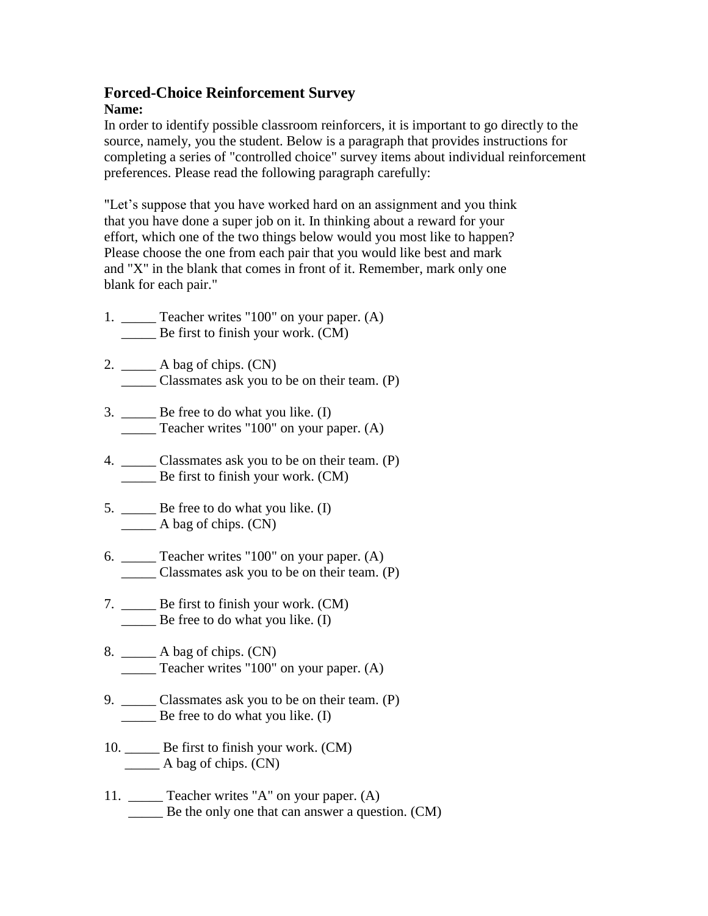# Forced-Choice Reinforcement Survey

**Name:**

In order to identify possible classroom reinforcers, it is important to go directly to the source, namely, you the student. Below is a paragraph that provides instructions for completing a series of "controlled choice" survey items about individual reinforcement preferences. Please read the following paragraph carefully:

"Let's suppose that you have worked hard on an assignment and you think that you have done a super job on it. In thinking about a reward for your effort, which one of the two things below would you most like to happen? Please choose the one from each pair that you would like best and mark and "X" in the blank that comes in front of it. Remember, mark only one blank for each pair."

1. _____ Teacher writes "100" on your paper. (A)
   _____ Be first to finish your work. (CM)

2. _____ A bag of chips. (CN)
   _____ Classmates ask you to be on their team. (P)

3. _____ Be free to do what you like. (I)
   _____ Teacher writes "100" on your paper. (A)

4. _____ Classmates ask you to be on their team. (P)
   _____ Be first to finish your work. (CM)

5. _____ Be free to do what you like. (I)
   _____ A bag of chips. (CN)

6. _____ Teacher writes "100" on your paper. (A)
   _____ Classmates ask you to be on their team. (P)

7. _____ Be first to finish your work. (CM)
   _____ Be free to do what you like. (I)

8. _____ A bag of chips. (CN)
   _____ Teacher writes "100" on your paper. (A)

9. _____ Classmates ask you to be on their team. (P)
   _____ Be free to do what you like. (I)

10. _____ Be first to finish your work. (CM)
    _____ A bag of chips. (CN)

11. _____ Teacher writes "A" on your paper. (A)
    _____ Be the only one that can answer a question. (CM)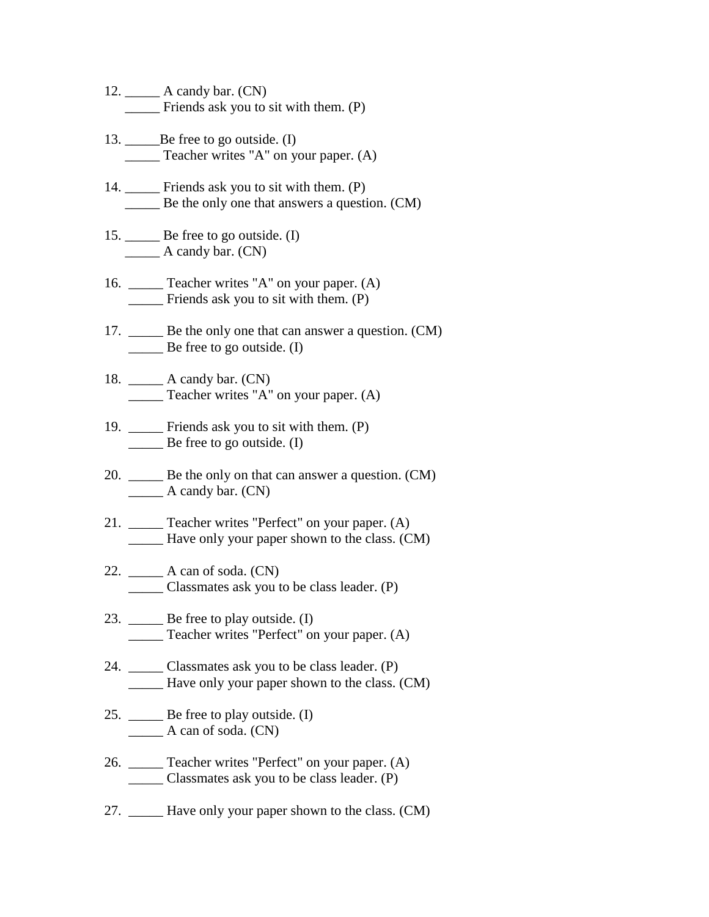12. _____ A candy bar. (CN)
    _____ Friends ask you to sit with them. (P)

13. _____Be free to go outside. (I)
    _____ Teacher writes "A" on your paper. (A)

14. _____ Friends ask you to sit with them. (P)
    _____ Be the only one that answers a question. (CM)

15. _____ Be free to go outside. (I)
    _____ A candy bar. (CN)

16. _____ Teacher writes "A" on your paper. (A)
    _____ Friends ask you to sit with them. (P)

17. _____ Be the only one that can answer a question. (CM)
    _____ Be free to go outside. (I)

18. _____ A candy bar. (CN)
    _____ Teacher writes "A" on your paper. (A)

19. _____ Friends ask you to sit with them. (P)
    _____ Be free to go outside. (I)

20. _____ Be the only on that can answer a question. (CM)
    _____ A candy bar. (CN)

21. _____ Teacher writes "Perfect" on your paper. (A)
    _____ Have only your paper shown to the class. (CM)

22. _____ A can of soda. (CN)
    _____ Classmates ask you to be class leader. (P)

23. _____ Be free to play outside. (I)
    _____ Teacher writes "Perfect" on your paper. (A)

24. _____ Classmates ask you to be class leader. (P)
    _____ Have only your paper shown to the class. (CM)

25. _____ Be free to play outside. (I)
    _____ A can of soda. (CN)

26. _____ Teacher writes "Perfect" on your paper. (A)
    _____ Classmates ask you to be class leader. (P)

27. _____ Have only your paper shown to the class. (CM)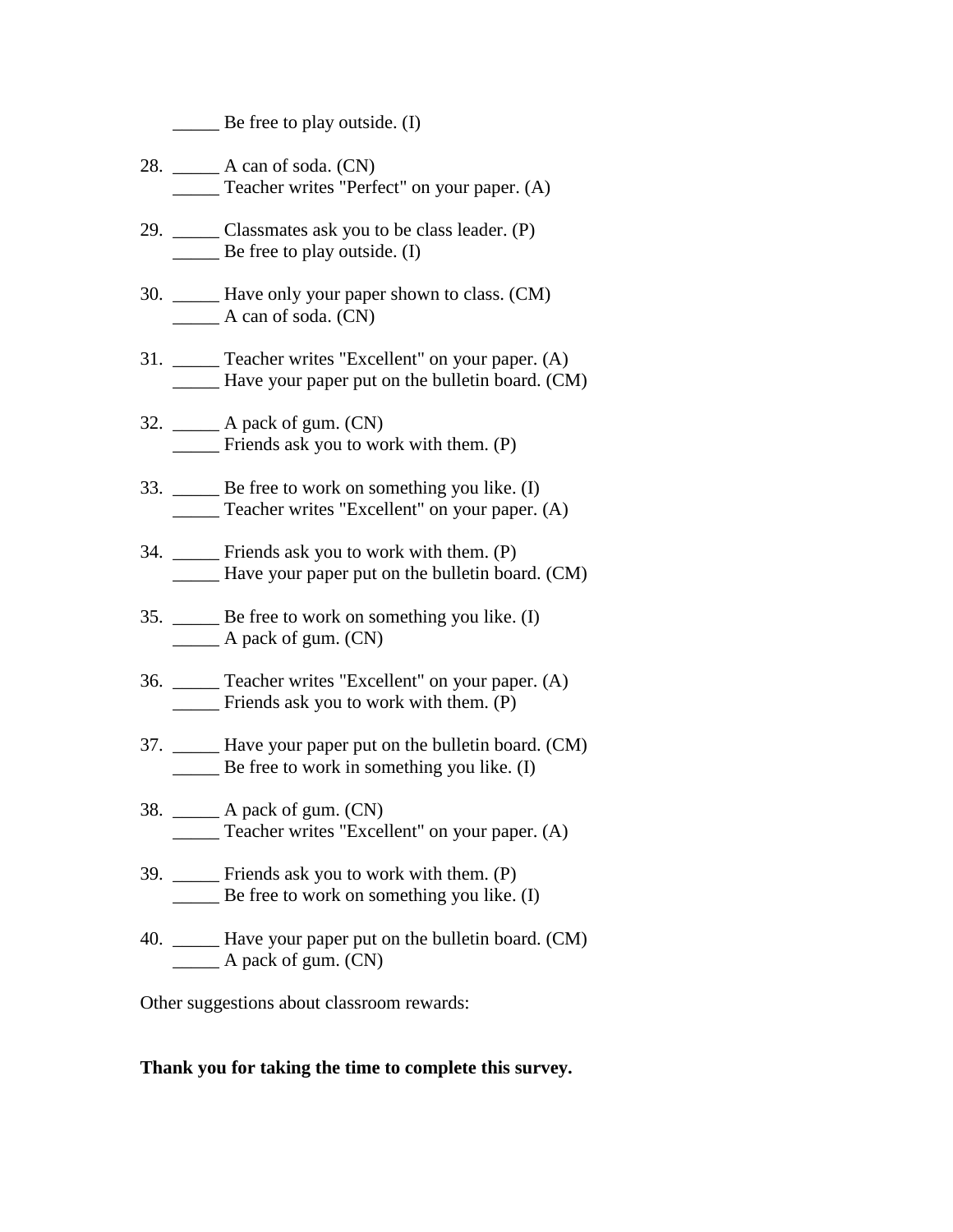_____ Be free to play outside. (I)

28. _____ A can of soda. (CN)
    _____ Teacher writes "Perfect" on your paper. (A)

29. _____ Classmates ask you to be class leader. (P)
    _____ Be free to play outside. (I)

30. _____ Have only your paper shown to class. (CM)
    _____ A can of soda. (CN)

31. _____ Teacher writes "Excellent" on your paper. (A)
    _____ Have your paper put on the bulletin board. (CM)

32. _____ A pack of gum. (CN)
    _____ Friends ask you to work with them. (P)

33. _____ Be free to work on something you like. (I)
    _____ Teacher writes "Excellent" on your paper. (A)

34. _____ Friends ask you to work with them. (P)
    _____ Have your paper put on the bulletin board. (CM)

35. _____ Be free to work on something you like. (I)
    _____ A pack of gum. (CN)

36. _____ Teacher writes "Excellent" on your paper. (A)
    _____ Friends ask you to work with them. (P)

37. _____ Have your paper put on the bulletin board. (CM)
    _____ Be free to work in something you like. (I)

38. _____ A pack of gum. (CN)
    _____ Teacher writes "Excellent" on your paper. (A)

39. _____ Friends ask you to work with them. (P)
    _____ Be free to work on something you like. (I)

40. _____ Have your paper put on the bulletin board. (CM)
    _____ A pack of gum. (CN)

Other suggestions about classroom rewards:

**Thank you for taking the time to complete this survey.**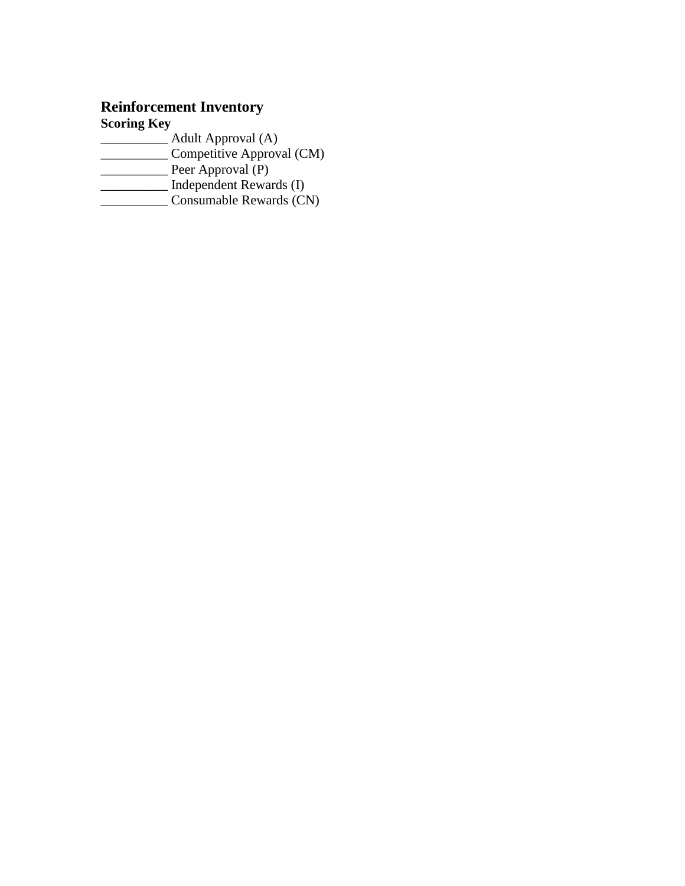## Reinforcement Inventory

**Scoring Key**

__________ Adult Approval (A)
__________ Competitive Approval (CM)
__________ Peer Approval (P)
__________ Independent Rewards (I)
__________ Consumable Rewards (CN)